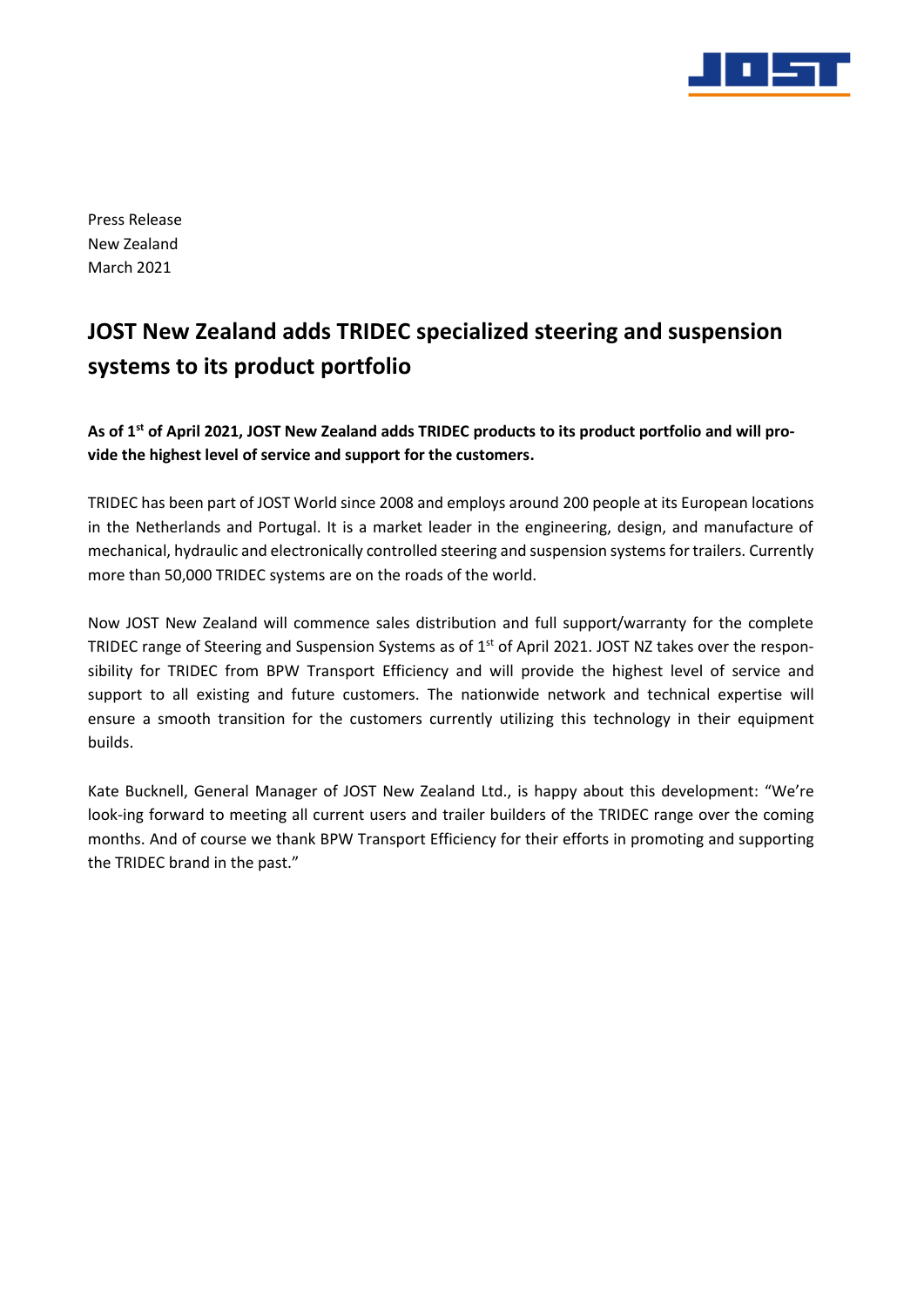Press Release
New Zealand
March 2021

# JOST New Zealand adds TRIDEC specialized steering and suspension systems to its product portfolio

**As of 1st of April 2021, JOST New Zealand adds TRIDEC products to its product portfolio and will provide the highest level of service and support for the customers.**

TRIDEC has been part of JOST World since 2008 and employs around 200 people at its European locations in the Netherlands and Portugal. It is a market leader in the engineering, design, and manufacture of mechanical, hydraulic and electronically controlled steering and suspension systems for trailers. Currently more than 50,000 TRIDEC systems are on the roads of the world.

Now JOST New Zealand will commence sales distribution and full support/warranty for the complete TRIDEC range of Steering and Suspension Systems as of 1st of April 2021. JOST NZ takes over the responsibility for TRIDEC from BPW Transport Efficiency and will provide the highest level of service and support to all existing and future customers. The nationwide network and technical expertise will ensure a smooth transition for the customers currently utilizing this technology in their equipment builds.

Kate Bucknell, General Manager of JOST New Zealand Ltd., is happy about this development: "We're look-ing forward to meeting all current users and trailer builders of the TRIDEC range over the coming months. And of course we thank BPW Transport Efficiency for their efforts in promoting and supporting the TRIDEC brand in the past."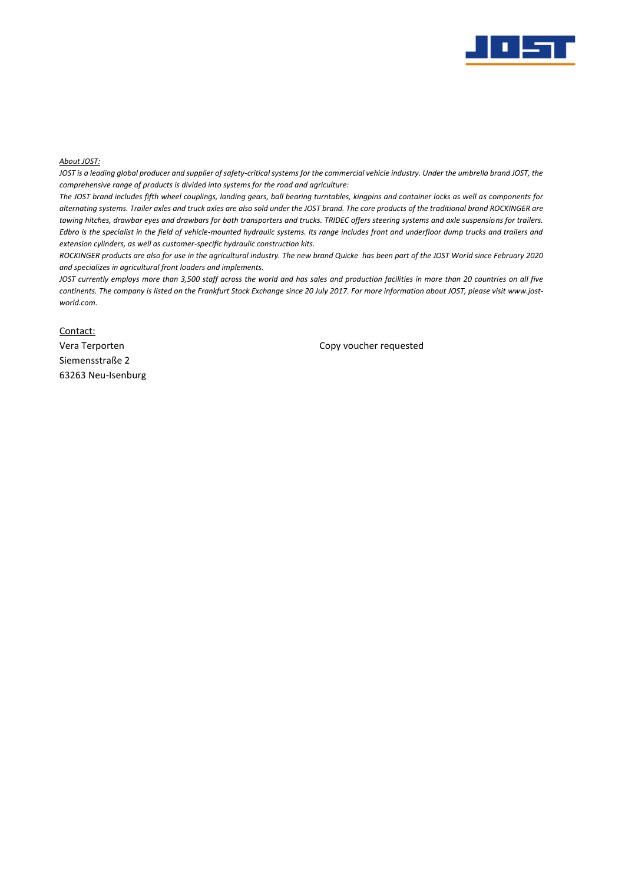*About JOST:*

*JOST is a leading global producer and supplier of safety-critical systems for the commercial vehicle industry. Under the umbrella brand JOST, the comprehensive range of products is divided into systems for the road and agriculture:*

*The JOST brand includes fifth wheel couplings, landing gears, ball bearing turntables, kingpins and container locks as well as components for alternating systems. Trailer axles and truck axles are also sold under the JOST brand. The core products of the traditional brand ROCKINGER are towing hitches, drawbar eyes and drawbars for both transporters and trucks. TRIDEC offers steering systems and axle suspensions for trailers. Edbro is the specialist in the field of vehicle-mounted hydraulic systems. Its range includes front and underfloor dump trucks and trailers and extension cylinders, as well as customer-specific hydraulic construction kits.*

*ROCKINGER products are also for use in the agricultural industry. The new brand Quicke has been part of the JOST World since February 2020 and specializes in agricultural front loaders and implements.*

*JOST currently employs more than 3,500 staff across the world and has sales and production facilities in more than 20 countries on all five continents. The company is listed on the Frankfurt Stock Exchange since 20 July 2017. For more information about JOST, please visit www.jost-world.com.*

Contact:

Vera Terporten
Siemensstraße 2
63263 Neu-Isenburg

Copy voucher requested